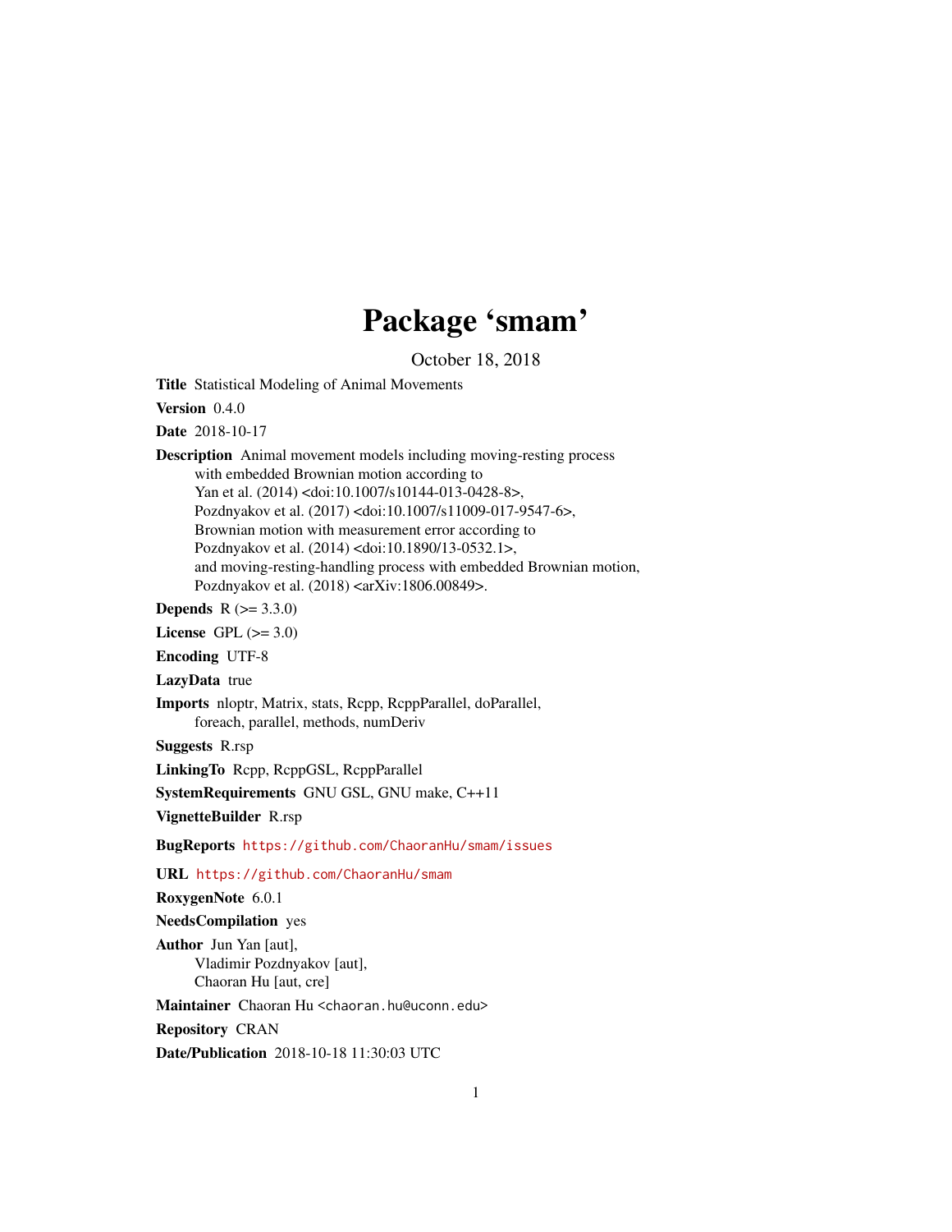# Package 'smam'

October 18, 2018

**Title** Statistical Modeling of Animal Movements

**Version** 0.4.0

**Date** 2018-10-17

**Description** Animal movement models including moving-resting process with embedded Brownian motion according to Yan et al. (2014) <doi:10.1007/s10144-013-0428-8>, Pozdnyakov et al. (2017) <doi:10.1007/s11009-017-9547-6>, Brownian motion with measurement error according to Pozdnyakov et al. (2014) <doi:10.1890/13-0532.1>, and moving-resting-handling process with embedded Brownian motion, Pozdnyakov et al. (2018) <arXiv:1806.00849>.

**Depends** R (>= 3.3.0)

**License** GPL (>= 3.0)

**Encoding** UTF-8

**LazyData** true

**Imports** nloptr, Matrix, stats, Rcpp, RcppParallel, doParallel, foreach, parallel, methods, numDeriv

**Suggests** R.rsp

**LinkingTo** Rcpp, RcppGSL, RcppParallel

**SystemRequirements** GNU GSL, GNU make, C++11

**VignetteBuilder** R.rsp

**BugReports** https://github.com/ChaoranHu/smam/issues

**URL** https://github.com/ChaoranHu/smam

**RoxygenNote** 6.0.1

**NeedsCompilation** yes

**Author** Jun Yan [aut], Vladimir Pozdnyakov [aut], Chaoran Hu [aut, cre]

**Maintainer** Chaoran Hu <chaoran.hu@uconn.edu>

**Repository** CRAN

**Date/Publication** 2018-10-18 11:30:03 UTC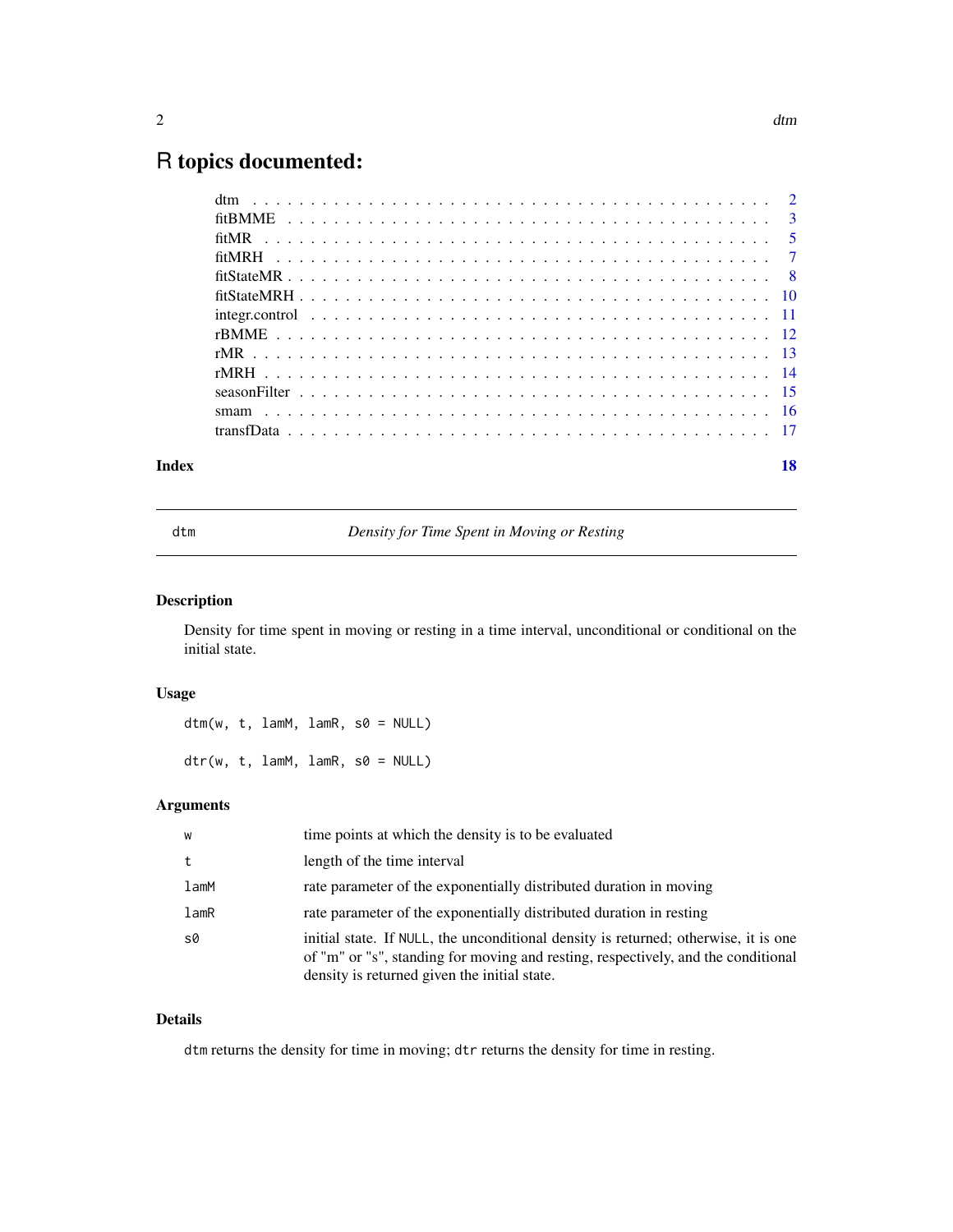# R topics documented:

| | |
|---|---|
| dtm | 2 |
| fitBMME | 3 |
| fitMR | 5 |
| fitMRH | 7 |
| fitStateMR | 8 |
| fitStateMRH | 10 |
| integr.control | 11 |
| rBMME | 12 |
| rMR | 13 |
| rMRH | 14 |
| seasonFilter | 15 |
| smam | 16 |
| transfData | 17 |
| **Index** | **18** |

---

dtm — *Density for Time Spent in Moving or Resting*

---

## Description

Density for time spent in moving or resting in a time interval, unconditional or conditional on the initial state.

## Usage

```
dtm(w, t, lamM, lamR, s0 = NULL)

dtr(w, t, lamM, lamR, s0 = NULL)
```

## Arguments

| | |
|---|---|
| w | time points at which the density is to be evaluated |
| t | length of the time interval |
| lamM | rate parameter of the exponentially distributed duration in moving |
| lamR | rate parameter of the exponentially distributed duration in resting |
| s0 | initial state. If NULL, the unconditional density is returned; otherwise, it is one of "m" or "s", standing for moving and resting, respectively, and the conditional density is returned given the initial state. |

## Details

`dtm` returns the density for time in moving; `dtr` returns the density for time in resting.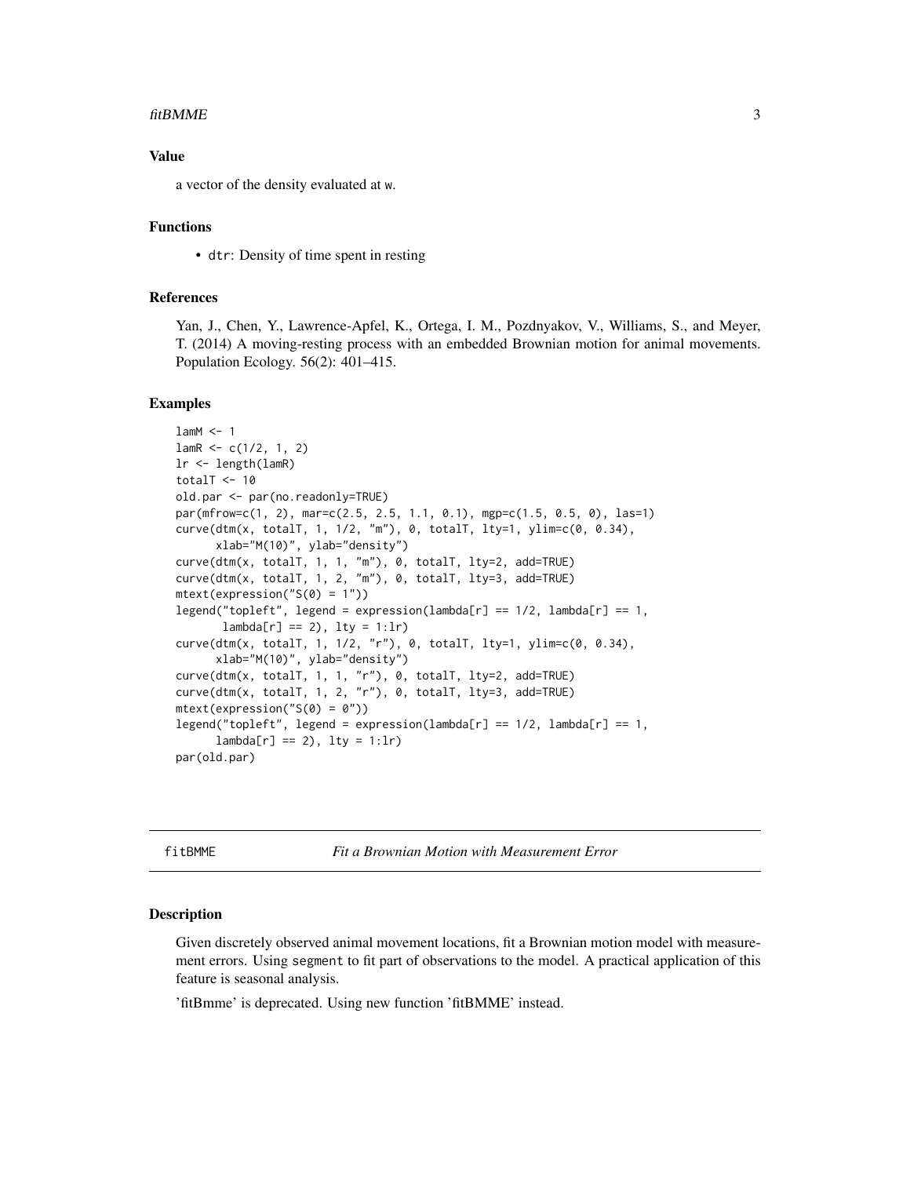## Value

a vector of the density evaluated at w.

## Functions

- dtr: Density of time spent in resting

## References

Yan, J., Chen, Y., Lawrence-Apfel, K., Ortega, I. M., Pozdnyakov, V., Williams, S., and Meyer, T. (2014) A moving-resting process with an embedded Brownian motion for animal movements. Population Ecology. 56(2): 401–415.

## Examples

```
lamM <- 1
lamR <- c(1/2, 1, 2)
lr <- length(lamR)
totalT <- 10
old.par <- par(no.readonly=TRUE)
par(mfrow=c(1, 2), mar=c(2.5, 2.5, 1.1, 0.1), mgp=c(1.5, 0.5, 0), las=1)
curve(dtm(x, totalT, 1, 1/2, "m"), 0, totalT, lty=1, ylim=c(0, 0.34),
      xlab="M(10)", ylab="density")
curve(dtm(x, totalT, 1, 1, "m"), 0, totalT, lty=2, add=TRUE)
curve(dtm(x, totalT, 1, 2, "m"), 0, totalT, lty=3, add=TRUE)
mtext(expression("S(0) = 1"))
legend("topleft", legend = expression(lambda[r] == 1/2, lambda[r] == 1,
       lambda[r] == 2), lty = 1:lr)
curve(dtm(x, totalT, 1, 1/2, "r"), 0, totalT, lty=1, ylim=c(0, 0.34),
      xlab="M(10)", ylab="density")
curve(dtm(x, totalT, 1, 1, "r"), 0, totalT, lty=2, add=TRUE)
curve(dtm(x, totalT, 1, 2, "r"), 0, totalT, lty=3, add=TRUE)
mtext(expression("S(0) = 0"))
legend("topleft", legend = expression(lambda[r] == 1/2, lambda[r] == 1,
      lambda[r] == 2), lty = 1:lr)
par(old.par)
```

---

# fitBMME — *Fit a Brownian Motion with Measurement Error*

## Description

Given discretely observed animal movement locations, fit a Brownian motion model with measurement errors. Using segment to fit part of observations to the model. A practical application of this feature is seasonal analysis.

'fitBmme' is deprecated. Using new function 'fitBMME' instead.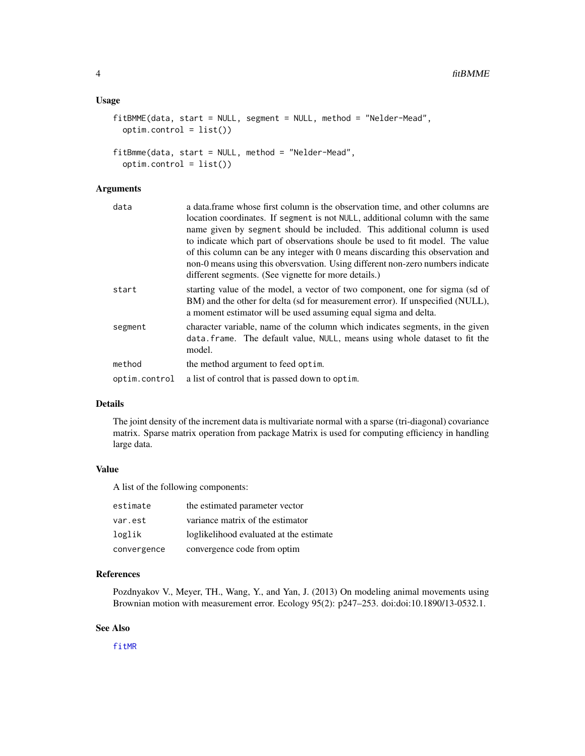## Usage

```
fitBMME(data, start = NULL, segment = NULL, method = "Nelder-Mead",
  optim.control = list())

fitBmme(data, start = NULL, method = "Nelder-Mead",
  optim.control = list())
```

## Arguments

| | |
|---|---|
| `data` | a data.frame whose first column is the observation time, and other columns are location coordinates. If `segment` is not `NULL`, additional column with the same name given by `segment` should be included. This additional column is used to indicate which part of observations shoule be used to fit model. The value of this column can be any integer with 0 means discarding this observation and non-0 means using this obversvation. Using different non-zero numbers indicate different segments. (See vignette for more details.) |
| `start` | starting value of the model, a vector of two component, one for sigma (sd of BM) and the other for delta (sd for measurement error). If unspecified (NULL), a moment estimator will be used assuming equal sigma and delta. |
| `segment` | character variable, name of the column which indicates segments, in the given `data.frame`. The default value, `NULL`, means using whole dataset to fit the model. |
| `method` | the method argument to feed `optim`. |
| `optim.control` | a list of control that is passed down to `optim`. |

## Details

The joint density of the increment data is multivariate normal with a sparse (tri-diagonal) covariance matrix. Sparse matrix operation from package Matrix is used for computing efficiency in handling large data.

## Value

A list of the following components:

| | |
|---|---|
| `estimate` | the estimated parameter vector |
| `var.est` | variance matrix of the estimator |
| `loglik` | loglikelihood evaluated at the estimate |
| `convergence` | convergence code from optim |

## References

Pozdnyakov V., Meyer, TH., Wang, Y., and Yan, J. (2013) On modeling animal movements using Brownian motion with measurement error. Ecology 95(2): p247–253. doi:doi:10.1890/13-0532.1.

## See Also

`fitMR`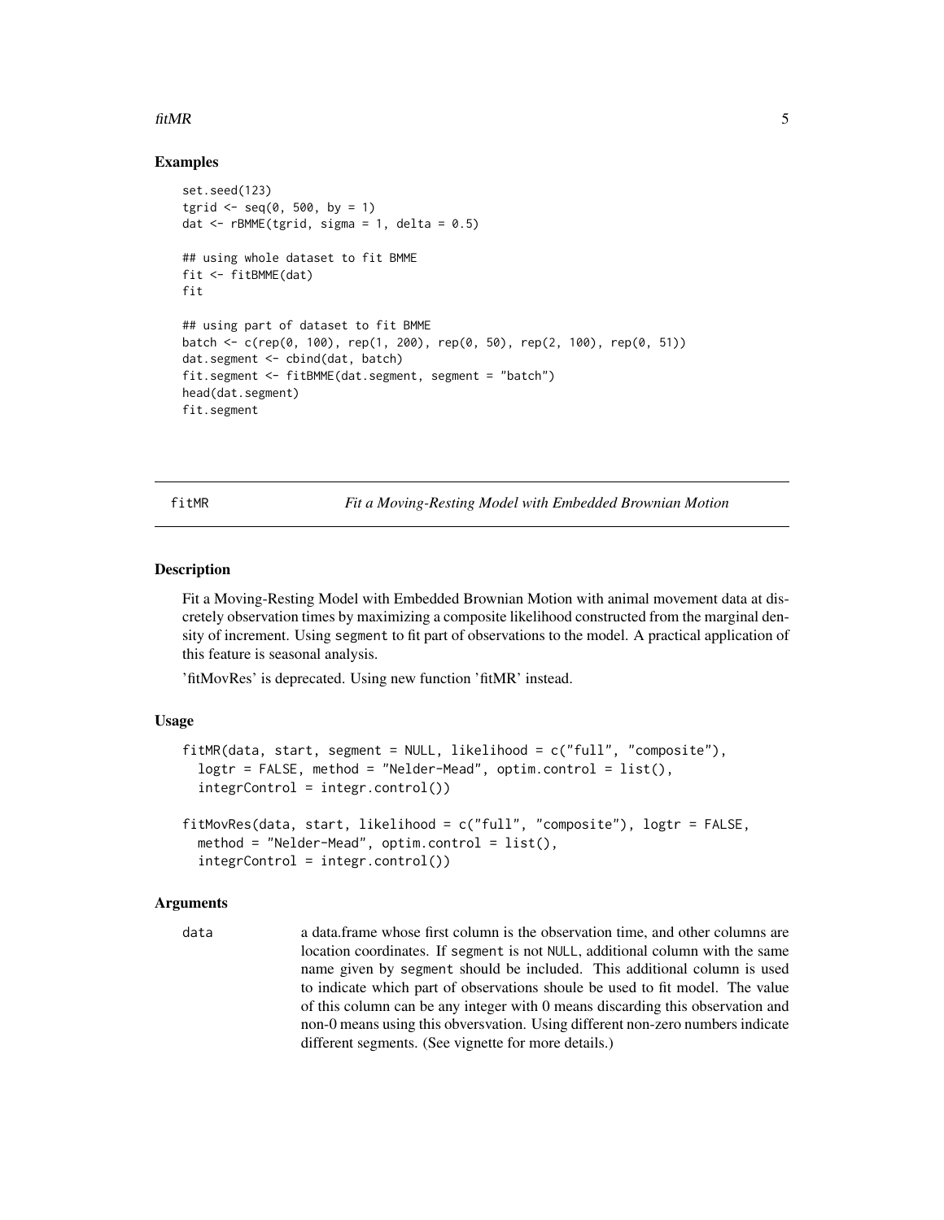### Examples

```
set.seed(123)
tgrid <- seq(0, 500, by = 1)
dat <- rBMME(tgrid, sigma = 1, delta = 0.5)

## using whole dataset to fit BMME
fit <- fitBMME(dat)
fit

## using part of dataset to fit BMME
batch <- c(rep(0, 100), rep(1, 200), rep(0, 50), rep(2, 100), rep(0, 51))
dat.segment <- cbind(dat, batch)
fit.segment <- fitBMME(dat.segment, segment = "batch")
head(dat.segment)
fit.segment
```

---

## fitMR — *Fit a Moving-Resting Model with Embedded Brownian Motion*

### Description

Fit a Moving-Resting Model with Embedded Brownian Motion with animal movement data at discretely observation times by maximizing a composite likelihood constructed from the marginal density of increment. Using segment to fit part of observations to the model. A practical application of this feature is seasonal analysis.

'fitMovRes' is deprecated. Using new function 'fitMR' instead.

### Usage

```
fitMR(data, start, segment = NULL, likelihood = c("full", "composite"),
  logtr = FALSE, method = "Nelder-Mead", optim.control = list(),
  integrControl = integr.control())

fitMovRes(data, start, likelihood = c("full", "composite"), logtr = FALSE,
  method = "Nelder-Mead", optim.control = list(),
  integrControl = integr.control())
```

### Arguments

| | |
|---|---|
| data | a data.frame whose first column is the observation time, and other columns are location coordinates. If segment is not NULL, additional column with the same name given by segment should be included. This additional column is used to indicate which part of observations shoule be used to fit model. The value of this column can be any integer with 0 means discarding this observation and non-0 means using this obversvation. Using different non-zero numbers indicate different segments. (See vignette for more details.) |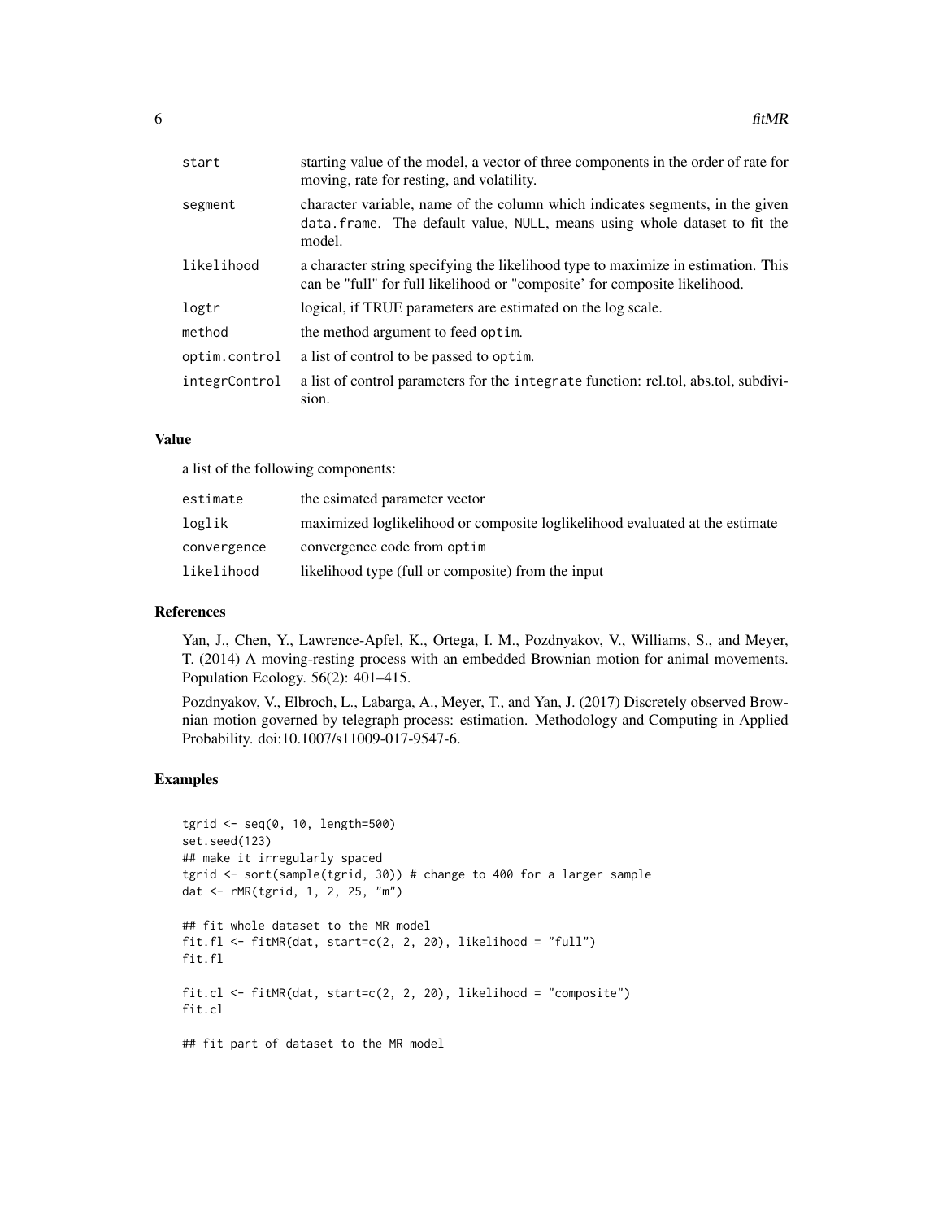| | |
|---|---|
| `start` | starting value of the model, a vector of three components in the order of rate for moving, rate for resting, and volatility. |
| `segment` | character variable, name of the column which indicates segments, in the given `data.frame`. The default value, `NULL`, means using whole dataset to fit the model. |
| `likelihood` | a character string specifying the likelihood type to maximize in estimation. This can be "full" for full likelihood or "composite' for composite likelihood. |
| `logtr` | logical, if TRUE parameters are estimated on the log scale. |
| `method` | the method argument to feed `optim`. |
| `optim.control` | a list of control to be passed to `optim`. |
| `integrControl` | a list of control parameters for the `integrate` function: rel.tol, abs.tol, subdivision. |

### Value

a list of the following components:

| | |
|---|---|
| `estimate` | the esimated parameter vector |
| `loglik` | maximized loglikelihood or composite loglikelihood evaluated at the estimate |
| `convergence` | convergence code from `optim` |
| `likelihood` | likelihood type (full or composite) from the input |

### References

Yan, J., Chen, Y., Lawrence-Apfel, K., Ortega, I. M., Pozdnyakov, V., Williams, S., and Meyer, T. (2014) A moving-resting process with an embedded Brownian motion for animal movements. Population Ecology. 56(2): 401–415.

Pozdnyakov, V., Elbroch, L., Labarga, A., Meyer, T., and Yan, J. (2017) Discretely observed Brownian motion governed by telegraph process: estimation. Methodology and Computing in Applied Probability. doi:10.1007/s11009-017-9547-6.

### Examples

```
tgrid <- seq(0, 10, length=500)
set.seed(123)
## make it irregularly spaced
tgrid <- sort(sample(tgrid, 30)) # change to 400 for a larger sample
dat <- rMR(tgrid, 1, 2, 25, "m")

## fit whole dataset to the MR model
fit.fl <- fitMR(dat, start=c(2, 2, 20), likelihood = "full")
fit.fl

fit.cl <- fitMR(dat, start=c(2, 2, 20), likelihood = "composite")
fit.cl

## fit part of dataset to the MR model
```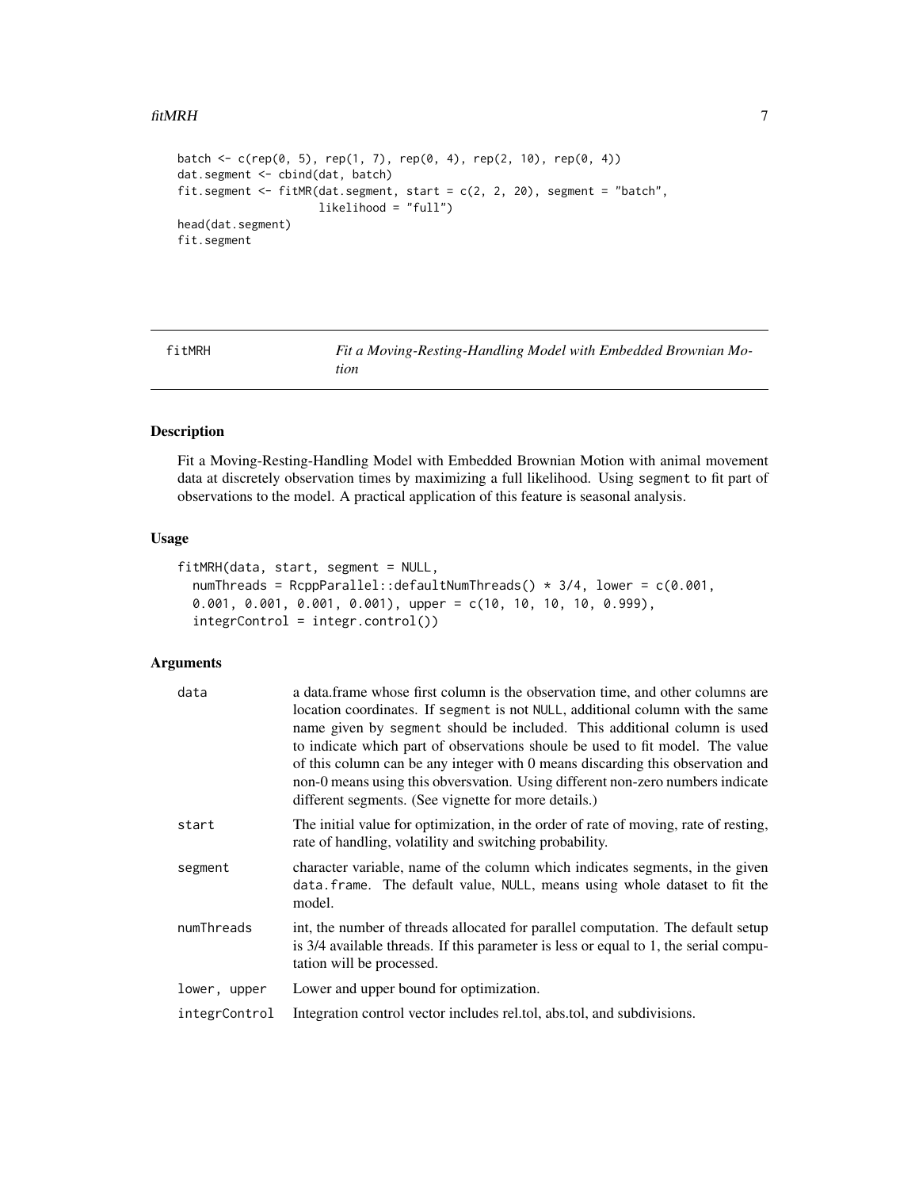```
batch <- c(rep(0, 5), rep(1, 7), rep(0, 4), rep(2, 10), rep(0, 4))
dat.segment <- cbind(dat, batch)
fit.segment <- fitMR(dat.segment, start = c(2, 2, 20), segment = "batch",
                     likelihood = "full")
head(dat.segment)
fit.segment
```

---

## fitMRH — *Fit a Moving-Resting-Handling Model with Embedded Brownian Motion*

---

### Description

Fit a Moving-Resting-Handling Model with Embedded Brownian Motion with animal movement data at discretely observation times by maximizing a full likelihood. Using segment to fit part of observations to the model. A practical application of this feature is seasonal analysis.

### Usage

```
fitMRH(data, start, segment = NULL,
  numThreads = RcppParallel::defaultNumThreads() * 3/4, lower = c(0.001,
  0.001, 0.001, 0.001, 0.001), upper = c(10, 10, 10, 10, 0.999),
  integrControl = integr.control())
```

### Arguments

| | |
|---|---|
| data | a data.frame whose first column is the observation time, and other columns are location coordinates. If segment is not NULL, additional column with the same name given by segment should be included. This additional column is used to indicate which part of observations shoule be used to fit model. The value of this column can be any integer with 0 means discarding this observation and non-0 means using this obversvation. Using different non-zero numbers indicate different segments. (See vignette for more details.) |
| start | The initial value for optimization, in the order of rate of moving, rate of resting, rate of handling, volatility and switching probability. |
| segment | character variable, name of the column which indicates segments, in the given data.frame. The default value, NULL, means using whole dataset to fit the model. |
| numThreads | int, the number of threads allocated for parallel computation. The default setup is 3/4 available threads. If this parameter is less or equal to 1, the serial computation will be processed. |
| lower, upper | Lower and upper bound for optimization. |
| integrControl | Integration control vector includes rel.tol, abs.tol, and subdivisions. |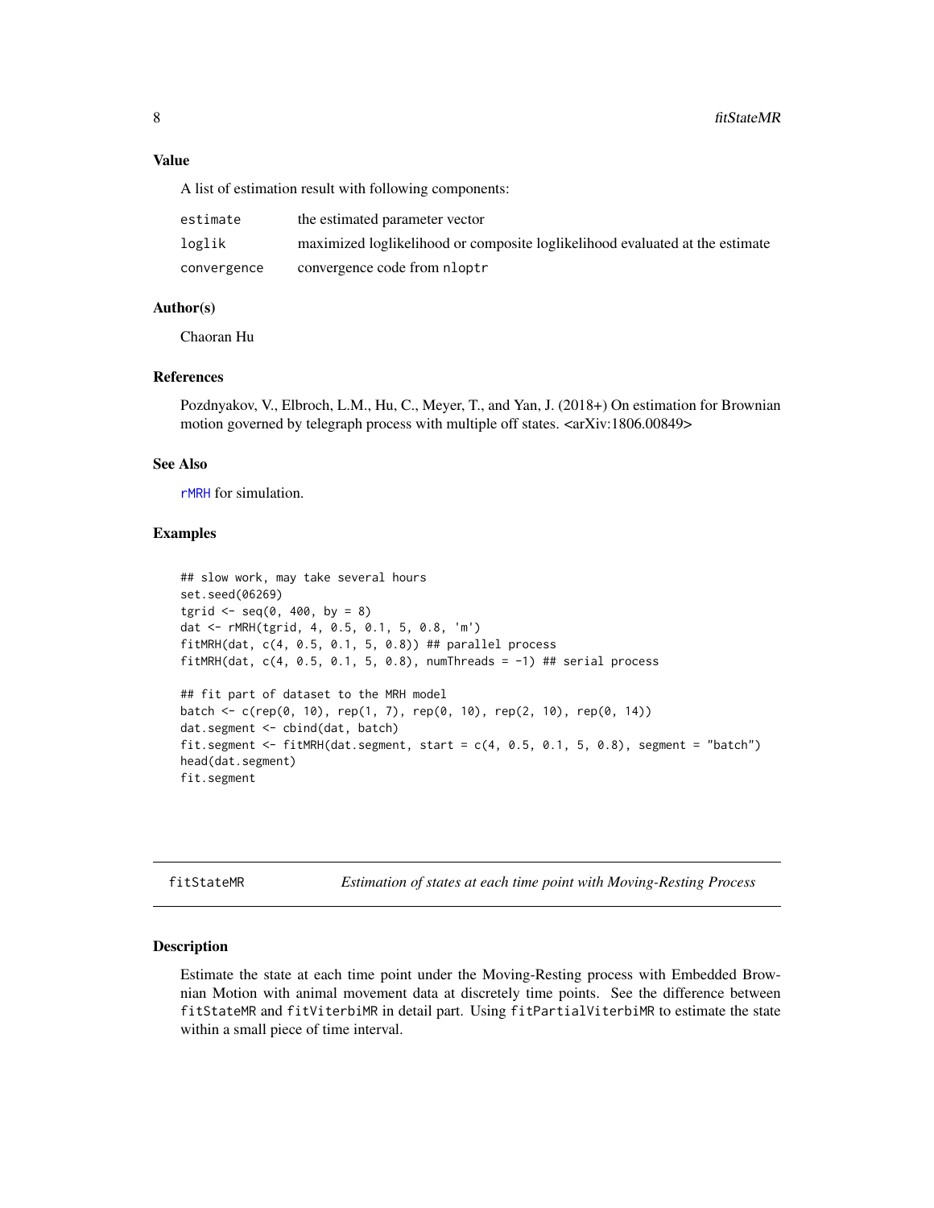## Value

A list of estimation result with following components:

| | |
|---|---|
| `estimate` | the estimated parameter vector |
| `loglik` | maximized loglikelihood or composite loglikelihood evaluated at the estimate |
| `convergence` | convergence code from `nloptr` |

## Author(s)

Chaoran Hu

## References

Pozdnyakov, V., Elbroch, L.M., Hu, C., Meyer, T., and Yan, J. (2018+) On estimation for Brownian motion governed by telegraph process with multiple off states. <arXiv:1806.00849>

## See Also

`rMRH` for simulation.

## Examples

```
## slow work, may take several hours
set.seed(06269)
tgrid <- seq(0, 400, by = 8)
dat <- rMRH(tgrid, 4, 0.5, 0.1, 5, 0.8, 'm')
fitMRH(dat, c(4, 0.5, 0.1, 5, 0.8)) ## parallel process
fitMRH(dat, c(4, 0.5, 0.1, 5, 0.8), numThreads = -1) ## serial process

## fit part of dataset to the MRH model
batch <- c(rep(0, 10), rep(1, 7), rep(0, 10), rep(2, 10), rep(0, 14))
dat.segment <- cbind(dat, batch)
fit.segment <- fitMRH(dat.segment, start = c(4, 0.5, 0.1, 5, 0.8), segment = "batch")
head(dat.segment)
fit.segment
```

---

`fitStateMR` *Estimation of states at each time point with Moving-Resting Process*

---

## Description

Estimate the state at each time point under the Moving-Resting process with Embedded Brownian Motion with animal movement data at discretely time points. See the difference between `fitStateMR` and `fitViterbiMR` in detail part. Using `fitPartialViterbiMR` to estimate the state within a small piece of time interval.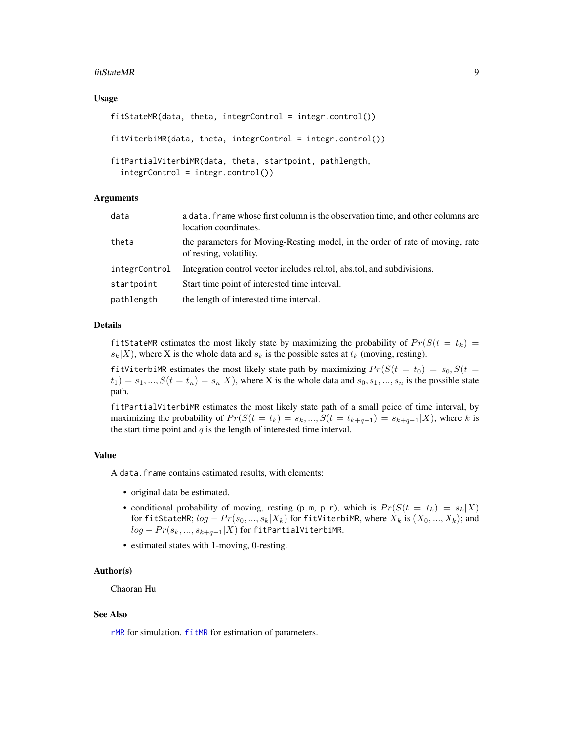### Usage

```
fitStateMR(data, theta, integrControl = integr.control())

fitViterbiMR(data, theta, integrControl = integr.control())

fitPartialViterbiMR(data, theta, startpoint, pathlength,
  integrControl = integr.control())
```

### Arguments

| | |
|---|---|
| `data` | a `data.frame` whose first column is the observation time, and other columns are location coordinates. |
| `theta` | the parameters for Moving-Resting model, in the order of rate of moving, rate of resting, volatility. |
| `integrControl` | Integration control vector includes rel.tol, abs.tol, and subdivisions. |
| `startpoint` | Start time point of interested time interval. |
| `pathlength` | the length of interested time interval. |

### Details

`fitStateMR` estimates the most likely state by maximizing the probability of $Pr(S(t = t_k) = s_k|X)$, where X is the whole data and $s_k$ is the possible sates at $t_k$ (moving, resting).

`fitViterbiMR` estimates the most likely state path by maximizing $Pr(S(t = t_0) = s_0, S(t = t_1) = s_1, ..., S(t = t_n) = s_n|X)$, where X is the whole data and $s_0, s_1, ..., s_n$ is the possible state path.

`fitPartialViterbiMR` estimates the most likely state path of a small peice of time interval, by maximizing the probability of $Pr(S(t = t_k) = s_k, ..., S(t = t_{k+q-1}) = s_{k+q-1}|X)$, where $k$ is the start time point and $q$ is the length of interested time interval.

### Value

A `data.frame` contains estimated results, with elements:

- original data be estimated.
- conditional probability of moving, resting (`p.m`, `p.r`), which is $Pr(S(t = t_k) = s_k|X)$ for `fitStateMR`; $log - Pr(s_0, ..., s_k|X_k)$ for `fitViterbiMR`, where $X_k$ is $(X_0, ..., X_k)$; and $log - Pr(s_k, ..., s_{k+q-1}|X)$ for `fitPartialViterbiMR`.
- estimated states with 1-moving, 0-resting.

### Author(s)

Chaoran Hu

### See Also

`rMR` for simulation. `fitMR` for estimation of parameters.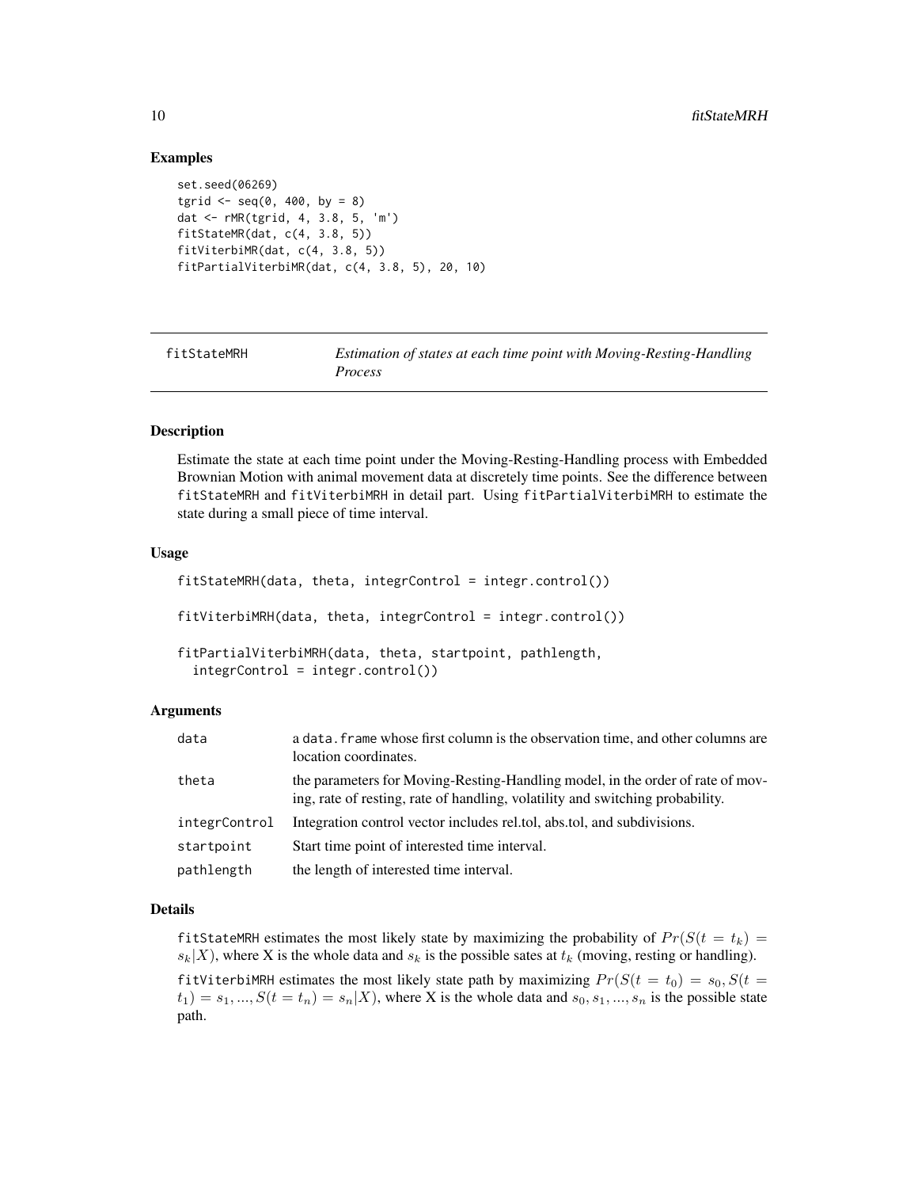## Examples

```
set.seed(06269)
tgrid <- seq(0, 400, by = 8)
dat <- rMR(tgrid, 4, 3.8, 5, 'm')
fitStateMR(dat, c(4, 3.8, 5))
fitViterbiMR(dat, c(4, 3.8, 5))
fitPartialViterbiMR(dat, c(4, 3.8, 5), 20, 10)
```

---

| fitStateMRH | *Estimation of states at each time point with Moving-Resting-Handling Process* |
|---|---|

---

## Description

Estimate the state at each time point under the Moving-Resting-Handling process with Embedded Brownian Motion with animal movement data at discretely time points. See the difference between `fitStateMRH` and `fitViterbiMRH` in detail part. Using `fitPartialViterbiMRH` to estimate the state during a small piece of time interval.

## Usage

```
fitStateMRH(data, theta, integrControl = integr.control())

fitViterbiMRH(data, theta, integrControl = integr.control())

fitPartialViterbiMRH(data, theta, startpoint, pathlength,
  integrControl = integr.control())
```

## Arguments

| | |
|---|---|
| data | a `data.frame` whose first column is the observation time, and other columns are location coordinates. |
| theta | the parameters for Moving-Resting-Handling model, in the order of rate of moving, rate of resting, rate of handling, volatility and switching probability. |
| integrControl | Integration control vector includes rel.tol, abs.tol, and subdivisions. |
| startpoint | Start time point of interested time interval. |
| pathlength | the length of interested time interval. |

## Details

`fitStateMRH` estimates the most likely state by maximizing the probability of $Pr(S(t = t_k) = s_k|X)$, where X is the whole data and $s_k$ is the possible sates at $t_k$ (moving, resting or handling).

`fitViterbiMRH` estimates the most likely state path by maximizing $Pr(S(t = t_0) = s_0, S(t = t_1) = s_1, ..., S(t = t_n) = s_n|X)$, where X is the whole data and $s_0, s_1, ..., s_n$ is the possible state path.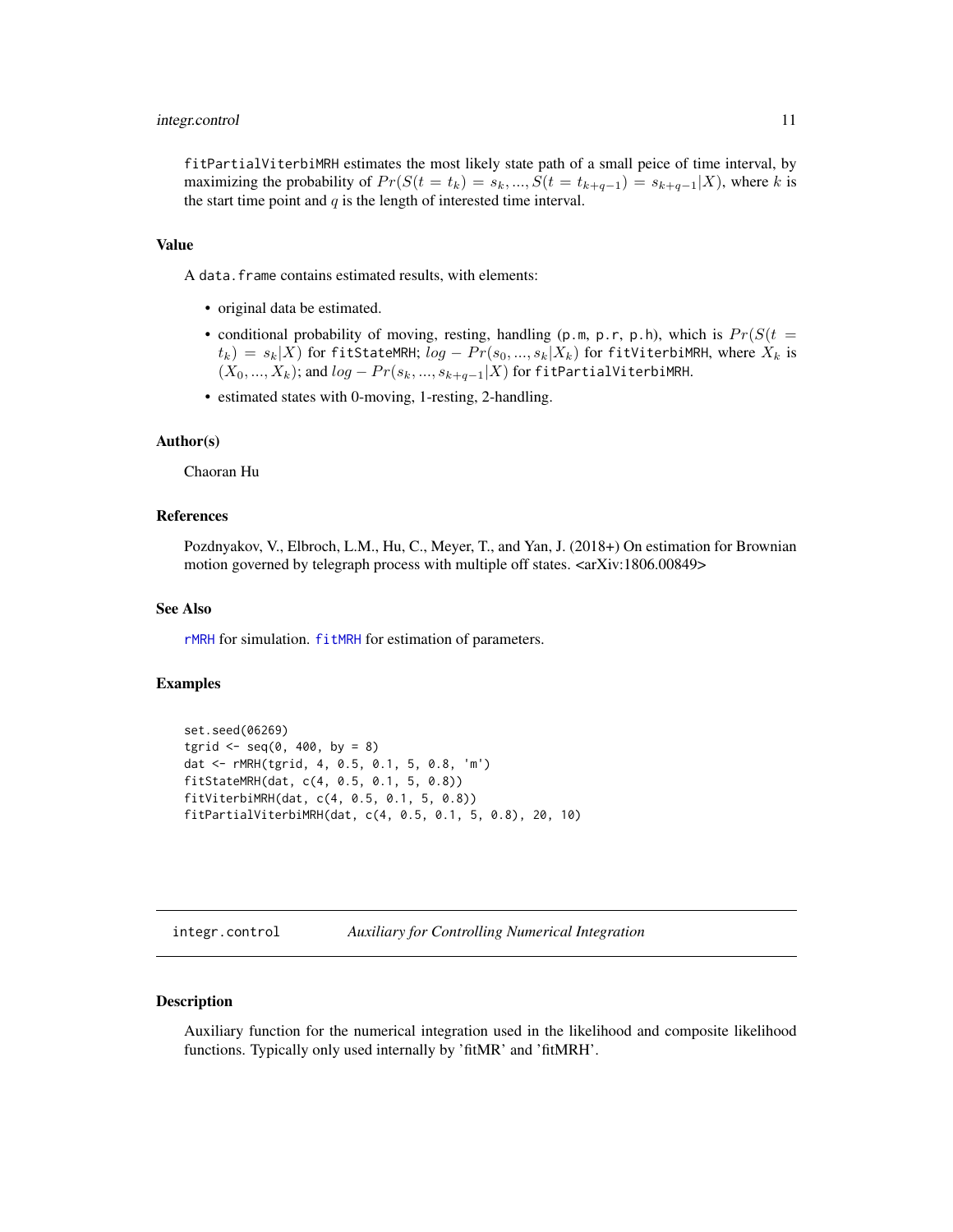fitPartialViterbiMRH estimates the most likely state path of a small peice of time interval, by maximizing the probability of $Pr(S(t = t_k) = s_k, ..., S(t = t_{k+q-1}) = s_{k+q-1}|X)$, where $k$ is the start time point and $q$ is the length of interested time interval.

### Value

A data.frame contains estimated results, with elements:

- original data be estimated.
- conditional probability of moving, resting, handling (p.m, p.r, p.h), which is $Pr(S(t = t_k) = s_k|X)$ for fitStateMRH; $log - Pr(s_0, ..., s_k|X_k)$ for fitViterbiMRH, where $X_k$ is $(X_0, ..., X_k)$; and $log - Pr(s_k, ..., s_{k+q-1}|X)$ for fitPartialViterbiMRH.
- estimated states with 0-moving, 1-resting, 2-handling.

### Author(s)

Chaoran Hu

### References

Pozdnyakov, V., Elbroch, L.M., Hu, C., Meyer, T., and Yan, J. (2018+) On estimation for Brownian motion governed by telegraph process with multiple off states. <arXiv:1806.00849>

### See Also

rMRH for simulation. fitMRH for estimation of parameters.

### Examples

```
set.seed(06269)
tgrid <- seq(0, 400, by = 8)
dat <- rMRH(tgrid, 4, 0.5, 0.1, 5, 0.8, 'm')
fitStateMRH(dat, c(4, 0.5, 0.1, 5, 0.8))
fitViterbiMRH(dat, c(4, 0.5, 0.1, 5, 0.8))
fitPartialViterbiMRH(dat, c(4, 0.5, 0.1, 5, 0.8), 20, 10)
```

---

## integr.control *Auxiliary for Controlling Numerical Integration*

### Description

Auxiliary function for the numerical integration used in the likelihood and composite likelihood functions. Typically only used internally by 'fitMR' and 'fitMRH'.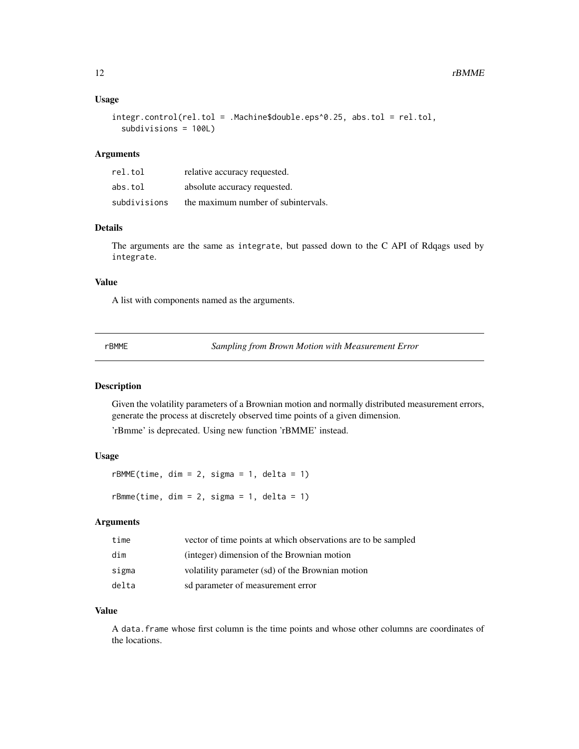### Usage

```
integr.control(rel.tol = .Machine$double.eps^0.25, abs.tol = rel.tol,
  subdivisions = 100L)
```

### Arguments

| | |
|---|---|
| rel.tol | relative accuracy requested. |
| abs.tol | absolute accuracy requested. |
| subdivisions | the maximum number of subintervals. |

### Details

The arguments are the same as `integrate`, but passed down to the C API of Rdqags used by `integrate`.

### Value

A list with components named as the arguments.

---

## rBMME — *Sampling from Brown Motion with Measurement Error*

### Description

Given the volatility parameters of a Brownian motion and normally distributed measurement errors, generate the process at discretely observed time points of a given dimension.

'rBmme' is deprecated. Using new function 'rBMME' instead.

### Usage

```
rBMME(time, dim = 2, sigma = 1, delta = 1)

rBmme(time, dim = 2, sigma = 1, delta = 1)
```

### Arguments

| | |
|---|---|
| time | vector of time points at which observations are to be sampled |
| dim | (integer) dimension of the Brownian motion |
| sigma | volatility parameter (sd) of the Brownian motion |
| delta | sd parameter of measurement error |

### Value

A `data.frame` whose first column is the time points and whose other columns are coordinates of the locations.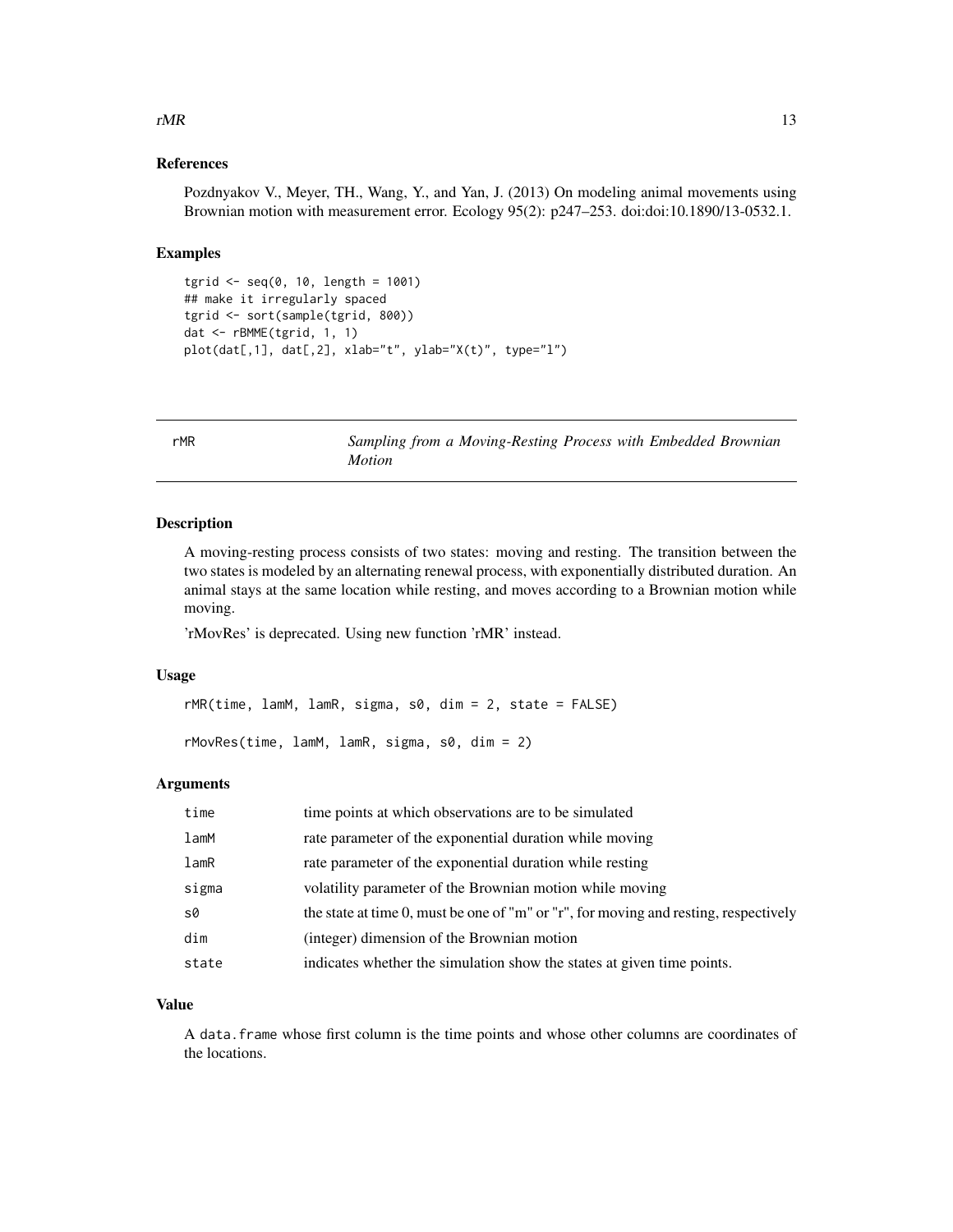### References

Pozdnyakov V., Meyer, TH., Wang, Y., and Yan, J. (2013) On modeling animal movements using Brownian motion with measurement error. Ecology 95(2): p247–253. doi:doi:10.1890/13-0532.1.

### Examples

```
tgrid <- seq(0, 10, length = 1001)
## make it irregularly spaced
tgrid <- sort(sample(tgrid, 800))
dat <- rBMME(tgrid, 1, 1)
plot(dat[,1], dat[,2], xlab="t", ylab="X(t)", type="l")
```

---

## rMR — *Sampling from a Moving-Resting Process with Embedded Brownian Motion*

---

### Description

A moving-resting process consists of two states: moving and resting. The transition between the two states is modeled by an alternating renewal process, with exponentially distributed duration. An animal stays at the same location while resting, and moves according to a Brownian motion while moving.

'rMovRes' is deprecated. Using new function 'rMR' instead.

### Usage

```
rMR(time, lamM, lamR, sigma, s0, dim = 2, state = FALSE)

rMovRes(time, lamM, lamR, sigma, s0, dim = 2)
```

### Arguments

| | |
|---|---|
| time | time points at which observations are to be simulated |
| lamM | rate parameter of the exponential duration while moving |
| lamR | rate parameter of the exponential duration while resting |
| sigma | volatility parameter of the Brownian motion while moving |
| s0 | the state at time 0, must be one of "m" or "r", for moving and resting, respectively |
| dim | (integer) dimension of the Brownian motion |
| state | indicates whether the simulation show the states at given time points. |

### Value

A `data.frame` whose first column is the time points and whose other columns are coordinates of the locations.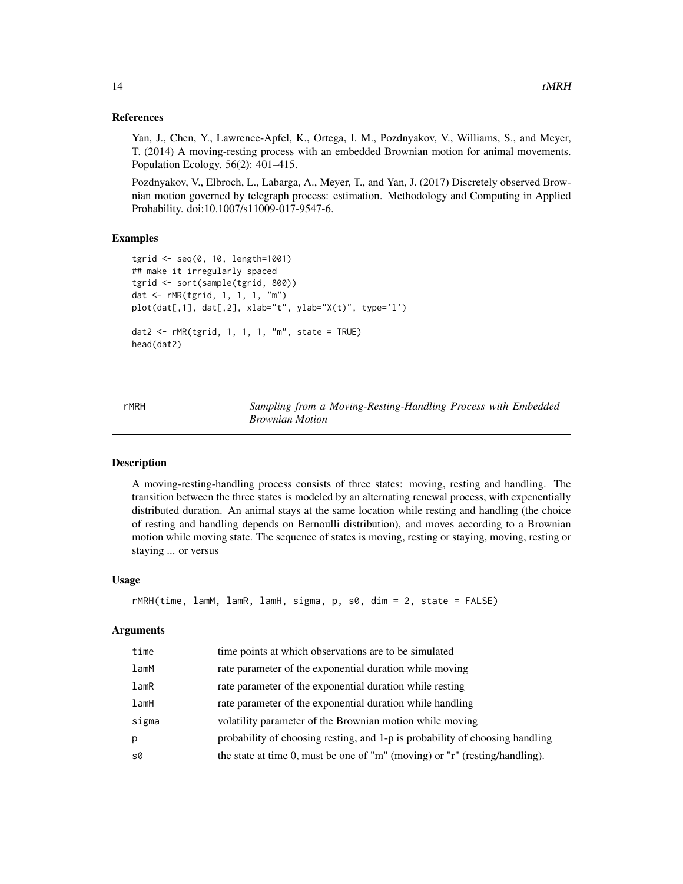### References

Yan, J., Chen, Y., Lawrence-Apfel, K., Ortega, I. M., Pozdnyakov, V., Williams, S., and Meyer, T. (2014) A moving-resting process with an embedded Brownian motion for animal movements. Population Ecology. 56(2): 401–415.

Pozdnyakov, V., Elbroch, L., Labarga, A., Meyer, T., and Yan, J. (2017) Discretely observed Brownian motion governed by telegraph process: estimation. Methodology and Computing in Applied Probability. doi:10.1007/s11009-017-9547-6.

### Examples

```
tgrid <- seq(0, 10, length=1001)
## make it irregularly spaced
tgrid <- sort(sample(tgrid, 800))
dat <- rMR(tgrid, 1, 1, 1, "m")
plot(dat[,1], dat[,2], xlab="t", ylab="X(t)", type='l')

dat2 <- rMR(tgrid, 1, 1, 1, "m", state = TRUE)
head(dat2)
```

---

## rMRH — *Sampling from a Moving-Resting-Handling Process with Embedded Brownian Motion*

### Description

A moving-resting-handling process consists of three states: moving, resting and handling. The transition between the three states is modeled by an alternating renewal process, with expenentially distributed duration. An animal stays at the same location while resting and handling (the choice of resting and handling depends on Bernoulli distribution), and moves according to a Brownian motion while moving state. The sequence of states is moving, resting or staying, moving, resting or staying ... or versus

### Usage

```
rMRH(time, lamM, lamR, lamH, sigma, p, s0, dim = 2, state = FALSE)
```

### Arguments

| | |
|---|---|
| time | time points at which observations are to be simulated |
| lamM | rate parameter of the exponential duration while moving |
| lamR | rate parameter of the exponential duration while resting |
| lamH | rate parameter of the exponential duration while handling |
| sigma | volatility parameter of the Brownian motion while moving |
| p | probability of choosing resting, and 1-p is probability of choosing handling |
| s0 | the state at time 0, must be one of "m" (moving) or "r" (resting/handling). |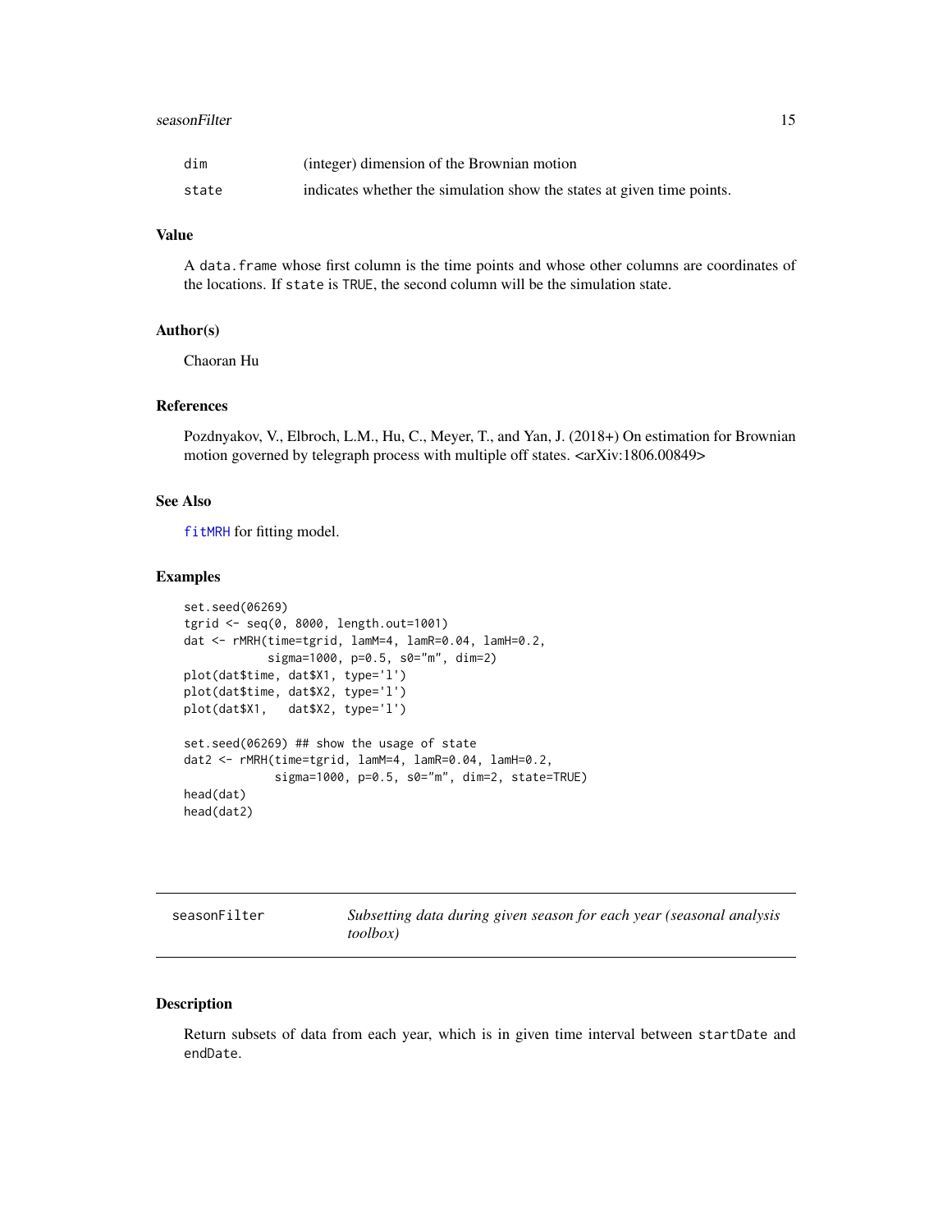| | |
|---|---|
| dim | (integer) dimension of the Brownian motion |
| state | indicates whether the simulation show the states at given time points. |

### Value

A data.frame whose first column is the time points and whose other columns are coordinates of the locations. If state is TRUE, the second column will be the simulation state.

### Author(s)

Chaoran Hu

### References

Pozdnyakov, V., Elbroch, L.M., Hu, C., Meyer, T., and Yan, J. (2018+) On estimation for Brownian motion governed by telegraph process with multiple off states. <arXiv:1806.00849>

### See Also

fitMRH for fitting model.

### Examples

```
set.seed(06269)
tgrid <- seq(0, 8000, length.out=1001)
dat <- rMRH(time=tgrid, lamM=4, lamR=0.04, lamH=0.2,
            sigma=1000, p=0.5, s0="m", dim=2)
plot(dat$time, dat$X1, type='l')
plot(dat$time, dat$X2, type='l')
plot(dat$X1,   dat$X2, type='l')

set.seed(06269) ## show the usage of state
dat2 <- rMRH(time=tgrid, lamM=4, lamR=0.04, lamH=0.2,
             sigma=1000, p=0.5, s0="m", dim=2, state=TRUE)
head(dat)
head(dat2)
```

---

## seasonFilter — *Subsetting data during given season for each year (seasonal analysis toolbox)*

### Description

Return subsets of data from each year, which is in given time interval between startDate and endDate.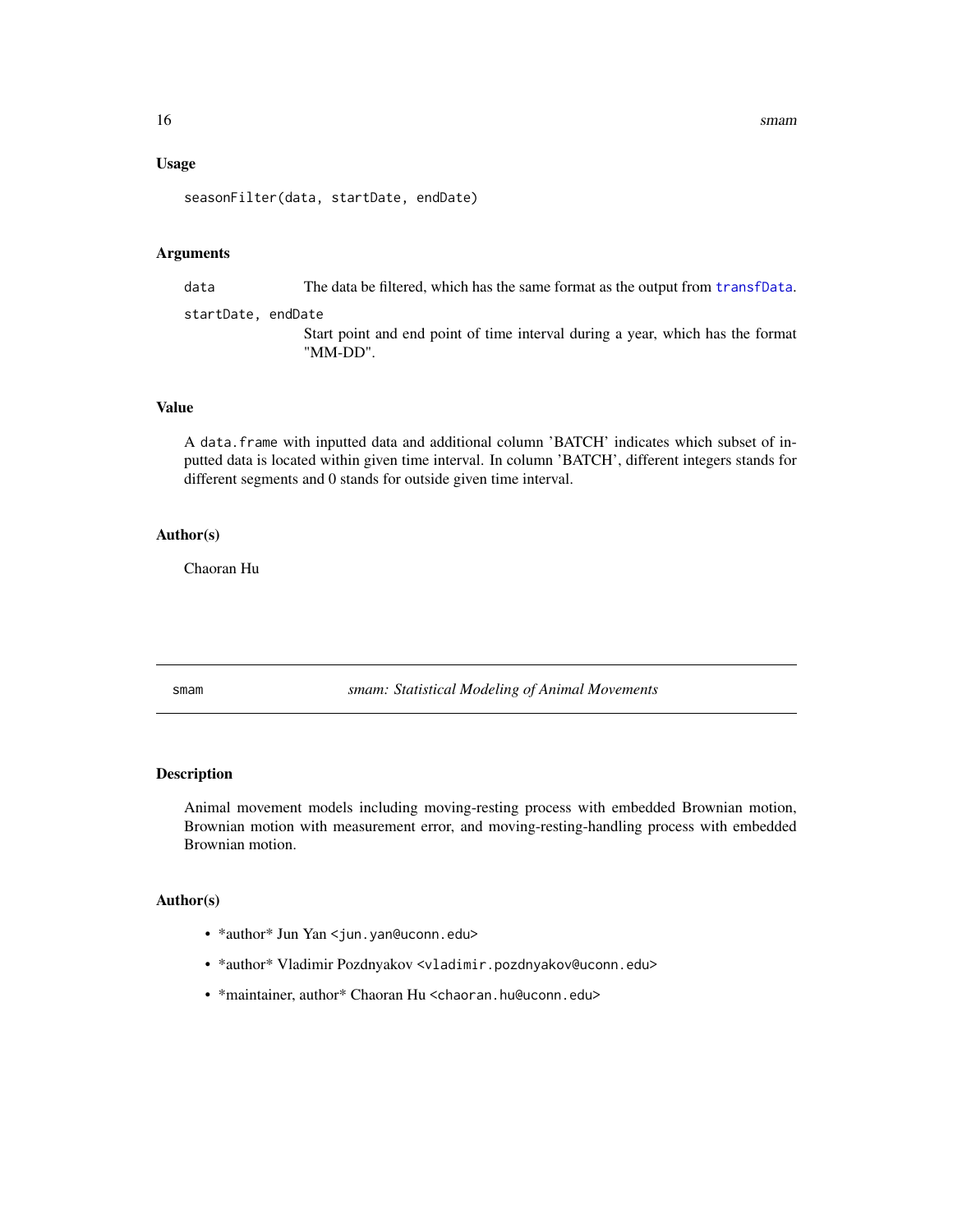### Usage

```
seasonFilter(data, startDate, endDate)
```

### Arguments

data — The data be filtered, which has the same format as the output from transfData.

startDate, endDate — Start point and end point of time interval during a year, which has the format "MM-DD".

### Value

A data.frame with inputted data and additional column 'BATCH' indicates which subset of inputted data is located within given time interval. In column 'BATCH', different integers stands for different segments and 0 stands for outside given time interval.

### Author(s)

Chaoran Hu

---

## smam — *smam: Statistical Modeling of Animal Movements*

### Description

Animal movement models including moving-resting process with embedded Brownian motion, Brownian motion with measurement error, and moving-resting-handling process with embedded Brownian motion.

### Author(s)

- *author* Jun Yan <jun.yan@uconn.edu>
- *author* Vladimir Pozdnyakov <vladimir.pozdnyakov@uconn.edu>
- *maintainer, author* Chaoran Hu <chaoran.hu@uconn.edu>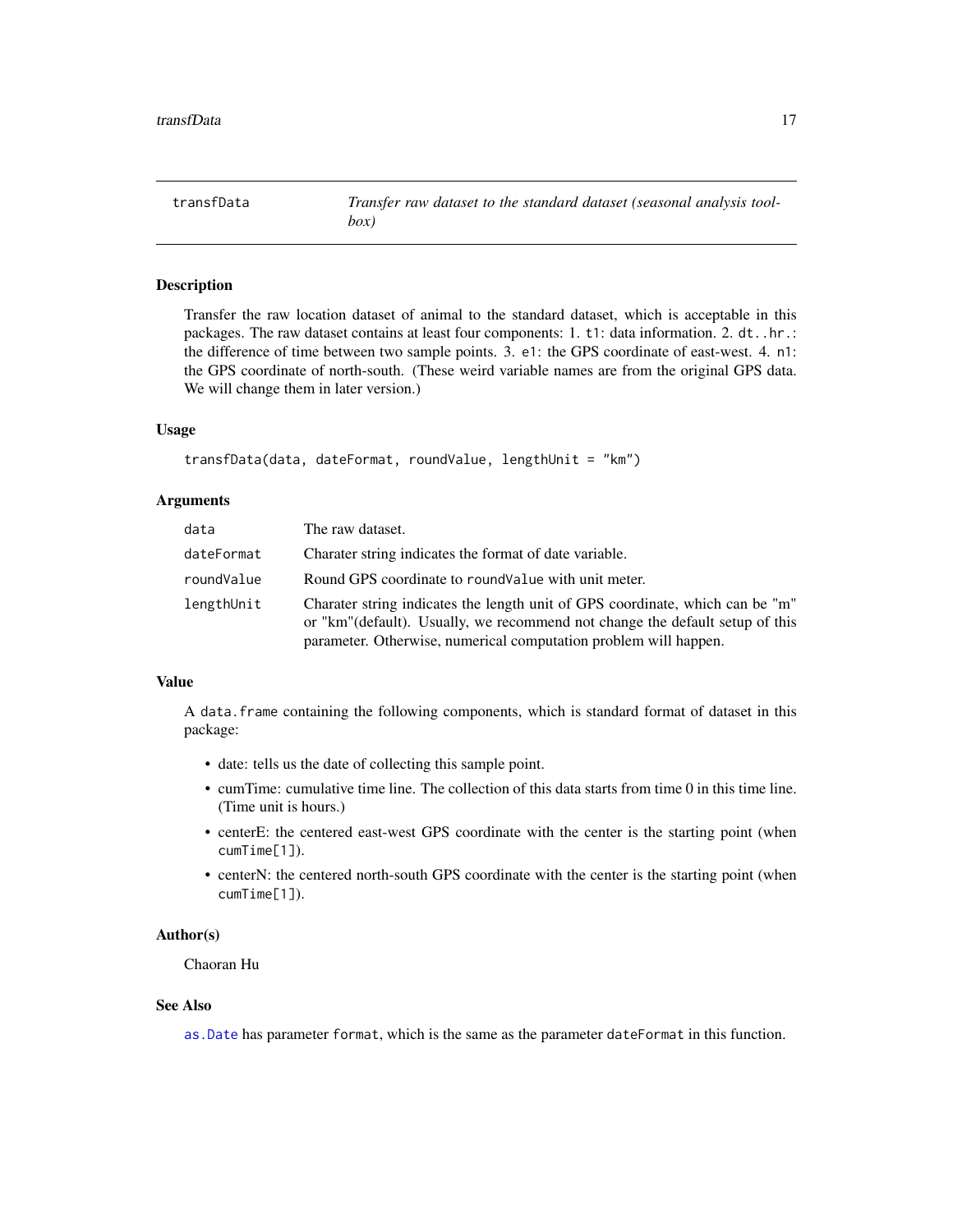## transfData — *Transfer raw dataset to the standard dataset (seasonal analysis toolbox)*

### Description

Transfer the raw location dataset of animal to the standard dataset, which is acceptable in this packages. The raw dataset contains at least four components: 1. `t1`: data information. 2. `dt..hr.`: the difference of time between two sample points. 3. `e1`: the GPS coordinate of east-west. 4. `n1`: the GPS coordinate of north-south. (These weird variable names are from the original GPS data. We will change them in later version.)

### Usage

```
transfData(data, dateFormat, roundValue, lengthUnit = "km")
```

### Arguments

| | |
|---|---|
| `data` | The raw dataset. |
| `dateFormat` | Charater string indicates the format of date variable. |
| `roundValue` | Round GPS coordinate to `roundValue` with unit meter. |
| `lengthUnit` | Charater string indicates the length unit of GPS coordinate, which can be "m" or "km"(default). Usually, we recommend not change the default setup of this parameter. Otherwise, numerical computation problem will happen. |

### Value

A `data.frame` containing the following components, which is standard format of dataset in this package:

- date: tells us the date of collecting this sample point.
- cumTime: cumulative time line. The collection of this data starts from time 0 in this time line. (Time unit is hours.)
- centerE: the centered east-west GPS coordinate with the center is the starting point (when `cumTime[1]`).
- centerN: the centered north-south GPS coordinate with the center is the starting point (when `cumTime[1]`).

### Author(s)

Chaoran Hu

### See Also

`as.Date` has parameter `format`, which is the same as the parameter `dateFormat` in this function.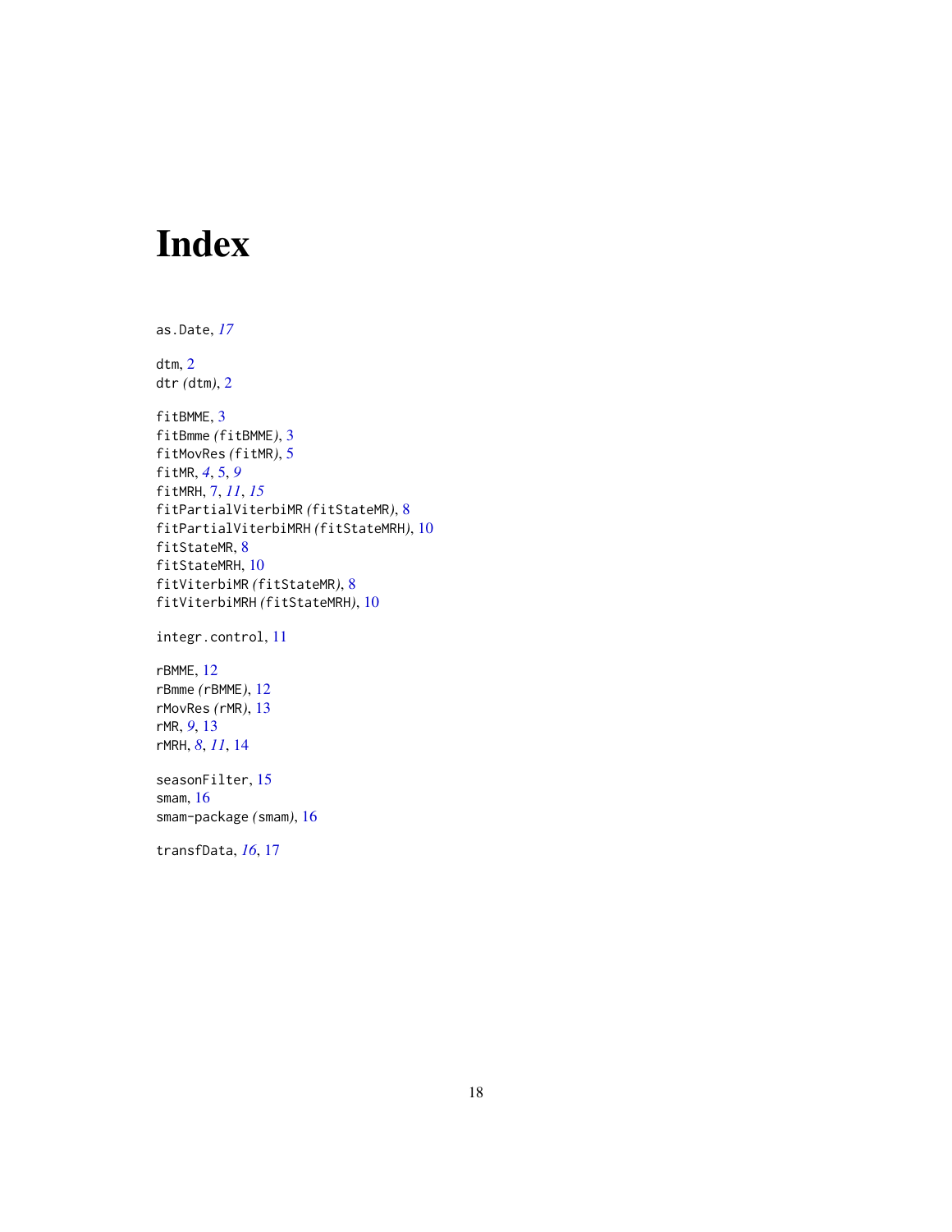# Index

as.Date, *17*

dtm, 2
dtr (dtm), 2

fitBMME, 3
fitBmme (fitBMME), 3
fitMovRes (fitMR), 5
fitMR, *4*, 5, *9*
fitMRH, 7, *11*, *15*
fitPartialViterbiMR (fitStateMR), 8
fitPartialViterbiMRH (fitStateMRH), 10
fitStateMR, 8
fitStateMRH, 10
fitViterbiMR (fitStateMR), 8
fitViterbiMRH (fitStateMRH), 10

integr.control, 11

rBMME, 12
rBmme (rBMME), 12
rMovRes (rMR), 13
rMR, *9*, 13
rMRH, *8*, *11*, 14

seasonFilter, 15
smam, 16
smam-package (smam), 16

transfData, *16*, 17